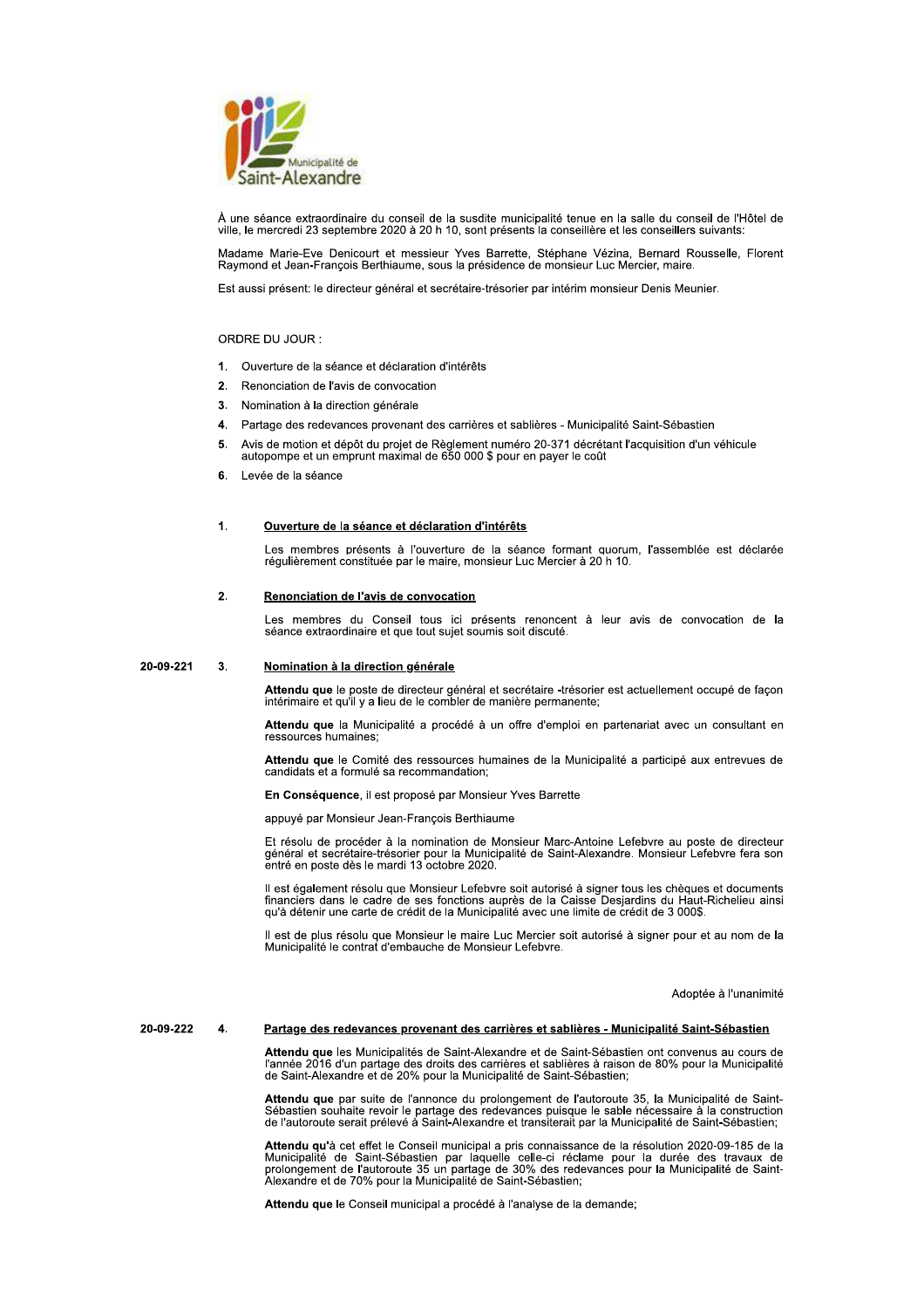Municipalité de Saint-Alexandre

À une séance extraordinaire du conseil de la susdite municipalité tenue en la salle du conseil de l'Hôtel de ville, le mercredi 23 septembre 2020 à 20 h 10, sont présents la conseillère et les conseillers suivants:

Madame Marie-Eve Denicourt et messieur Yves Barrette, Stéphane Vézina, Bernard Rousselle, Florent Raymond et Jean-François Berthiaume, sous la présidence de monsieur Luc Mercier, maire.

Est aussi présent: le directeur général et secrétaire-trésorier par intérim monsieur Denis Meunier.

ORDRE DU JOUR :

1. Ouverture de la séance et déclaration d'intérêts
2. Renonciation de l'avis de convocation
3. Nomination à la direction générale
4. Partage des redevances provenant des carrières et sablières - Municipalité Saint-Sébastien
5. Avis de motion et dépôt du projet de Règlement numéro 20-371 décrétant l'acquisition d'un véhicule autopompe et un emprunt maximal de 650 000 $ pour en payer le coût
6. Levée de la séance

**1. Ouverture de la séance et déclaration d'intérêts**

Les membres présents à l'ouverture de la séance formant quorum, l'assemblée est déclarée régulièrement constituée par le maire, monsieur Luc Mercier à 20 h 10.

**2. Renonciation de l'avis de convocation**

Les membres du Conseil tous ici présents renoncent à leur avis de convocation de la séance extraordinaire et que tout sujet soumis soit discuté.

20-09-221 **3. Nomination à la direction générale**

**Attendu que** le poste de directeur général et secrétaire -trésorier est actuellement occupé de façon intérimaire et qu'il y a lieu de le combler de manière permanente;

**Attendu que** la Municipalité a procédé à un offre d'emploi en partenariat avec un consultant en ressources humaines;

**Attendu que** le Comité des ressources humaines de la Municipalité a participé aux entrevues de candidats et a formulé sa recommandation;

**En Conséquence**, il est proposé par Monsieur Yves Barrette

appuyé par Monsieur Jean-François Berthiaume

Et résolu de procéder à la nomination de Monsieur Marc-Antoine Lefebvre au poste de directeur général et secrétaire-trésorier pour la Municipalité de Saint-Alexandre. Monsieur Lefebvre fera son entré en poste dès le mardi 13 octobre 2020.

Il est également résolu que Monsieur Lefebvre soit autorisé à signer tous les chèques et documents financiers dans le cadre de ses fonctions auprès de la Caisse Desjardins du Haut-Richelieu ainsi qu'à détenir une carte de crédit de la Municipalité avec une limite de crédit de 3 000$.

Il est de plus résolu que Monsieur le maire Luc Mercier soit autorisé à signer pour et au nom de la Municipalité le contrat d'embauche de Monsieur Lefebvre.

Adoptée à l'unanimité

20-09-222 **4. Partage des redevances provenant des carrières et sablières - Municipalité Saint-Sébastien**

**Attendu que** les Municipalités de Saint-Alexandre et de Saint-Sébastien ont convenus au cours de l'année 2016 d'un partage des droits des carrières et sablières à raison de 80% pour la Municipalité de Saint-Alexandre et de 20% pour la Municipalité de Saint-Sébastien;

**Attendu que** par suite de l'annonce du prolongement de l'autoroute 35, la Municipalité de Saint-Sébastien souhaite revoir le partage des redevances puisque le sable nécessaire à la construction de l'autoroute serait prélevé à Saint-Alexandre et transiterait par la Municipalité de Saint-Sébastien;

**Attendu qu'à** cet effet le Conseil municipal a pris connaissance de la résolution 2020-09-185 de la Municipalité de Saint-Sébastien par laquelle celle-ci réclame pour la durée des travaux de prolongement de l'autoroute 35 un partage de 30% des redevances pour la Municipalité de Saint-Alexandre et de 70% pour la Municipalité de Saint-Sébastien;

**Attendu que le** Conseil municipal a procédé à l'analyse de la demande;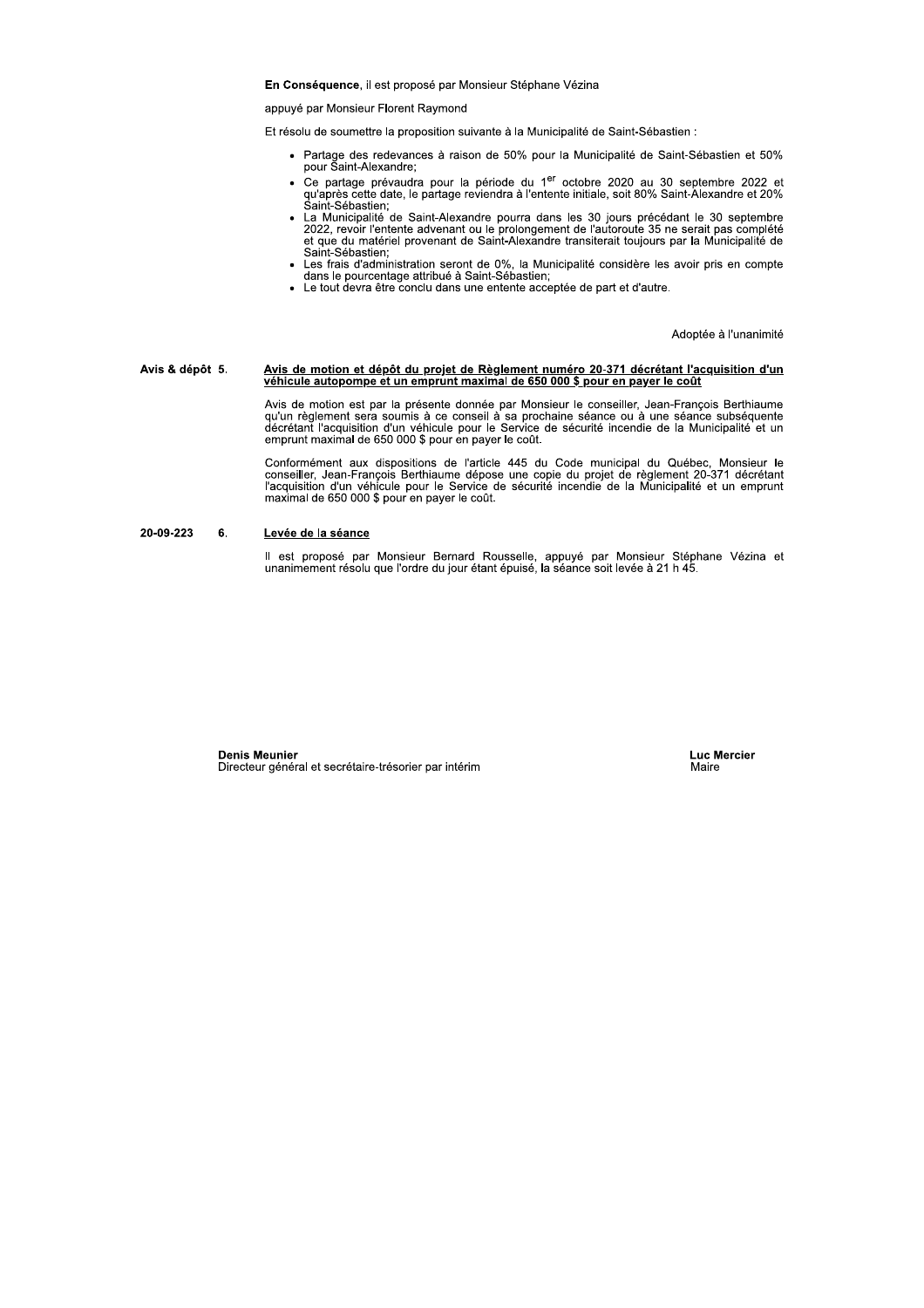**En Conséquence**, il est proposé par Monsieur Stéphane Vézina

appuyé par Monsieur Florent Raymond

Et résolu de soumettre la proposition suivante à la Municipalité de Saint-Sébastien :

- Partage des redevances à raison de 50% pour la Municipalité de Saint-Sébastien et 50% pour Saint-Alexandre;
- Ce partage prévaudra pour la période du 1er octobre 2020 au 30 septembre 2022 et qu'après cette date, le partage reviendra à l'entente initiale, soit 80% Saint-Alexandre et 20% Saint-Sébastien;
- La Municipalité de Saint-Alexandre pourra dans les 30 jours précédant le 30 septembre 2022, revoir l'entente advenant ou le prolongement de l'autoroute 35 ne serait pas complété et que du matériel provenant de Saint-Alexandre transiterait toujours par la Municipalité de Saint-Sébastien;
- Les frais d'administration seront de 0%, la Municipalité considère les avoir pris en compte dans le pourcentage attribué à Saint-Sébastien;
- Le tout devra être conclu dans une entente acceptée de part et d'autre.

Adoptée à l'unanimité

**Avis & dépôt 5.** **Avis de motion et dépôt du projet de Règlement numéro 20-371 décrétant l'acquisition d'un véhicule autopompe et un emprunt maximal de 650 000 $ pour en payer le coût**

Avis de motion est par la présente donnée par Monsieur le conseiller, Jean-François Berthiaume qu'un règlement sera soumis à ce conseil à sa prochaine séance ou à une séance subséquente décrétant l'acquisition d'un véhicule pour le Service de sécurité incendie de la Municipalité et un emprunt maximal de 650 000 $ pour en payer le coût.

Conformément aux dispositions de l'article 445 du Code municipal du Québec, Monsieur le conseiller, Jean-François Berthiaume dépose une copie du projet de règlement 20-371 décrétant l'acquisition d'un véhicule pour le Service de sécurité incendie de la Municipalité et un emprunt maximal de 650 000 $ pour en payer le coût.

**20-09-223 6.** **Levée de la séance**

Il est proposé par Monsieur Bernard Rousselle, appuyé par Monsieur Stéphane Vézina et unanimement résolu que l'ordre du jour étant épuisé, la séance soit levée à 21 h 45.

**Denis Meunier**
Directeur général et secrétaire-trésorier par intérim

**Luc Mercier**
Maire